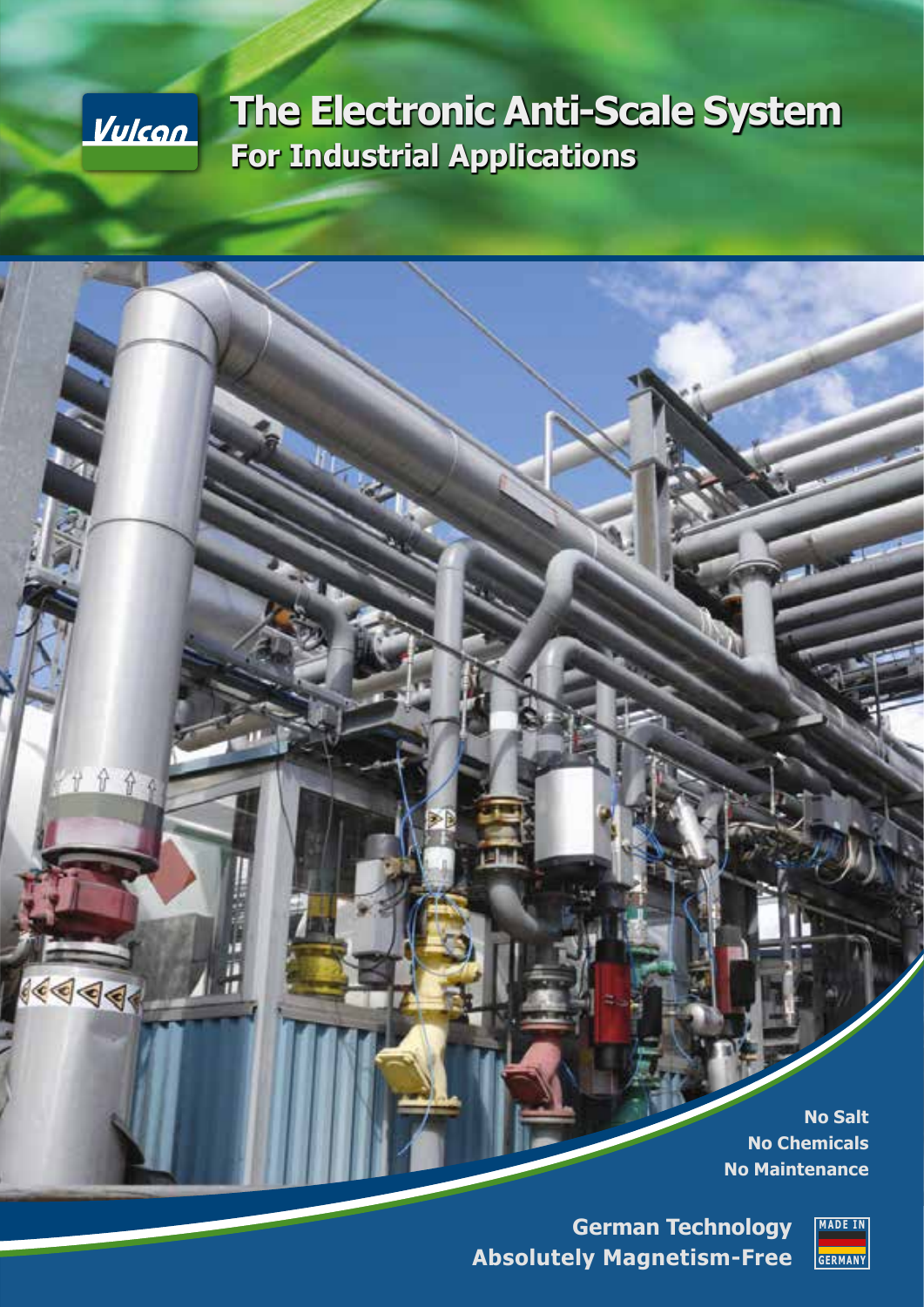Vulcan

# The Electronic Anti-Scale System

## For Industrial Applications

**No Salt**
**No Chemicals**
**No Maintenance**

**German Technology**
**Absolutely Magnetism-Free**

MADE IN GERMANY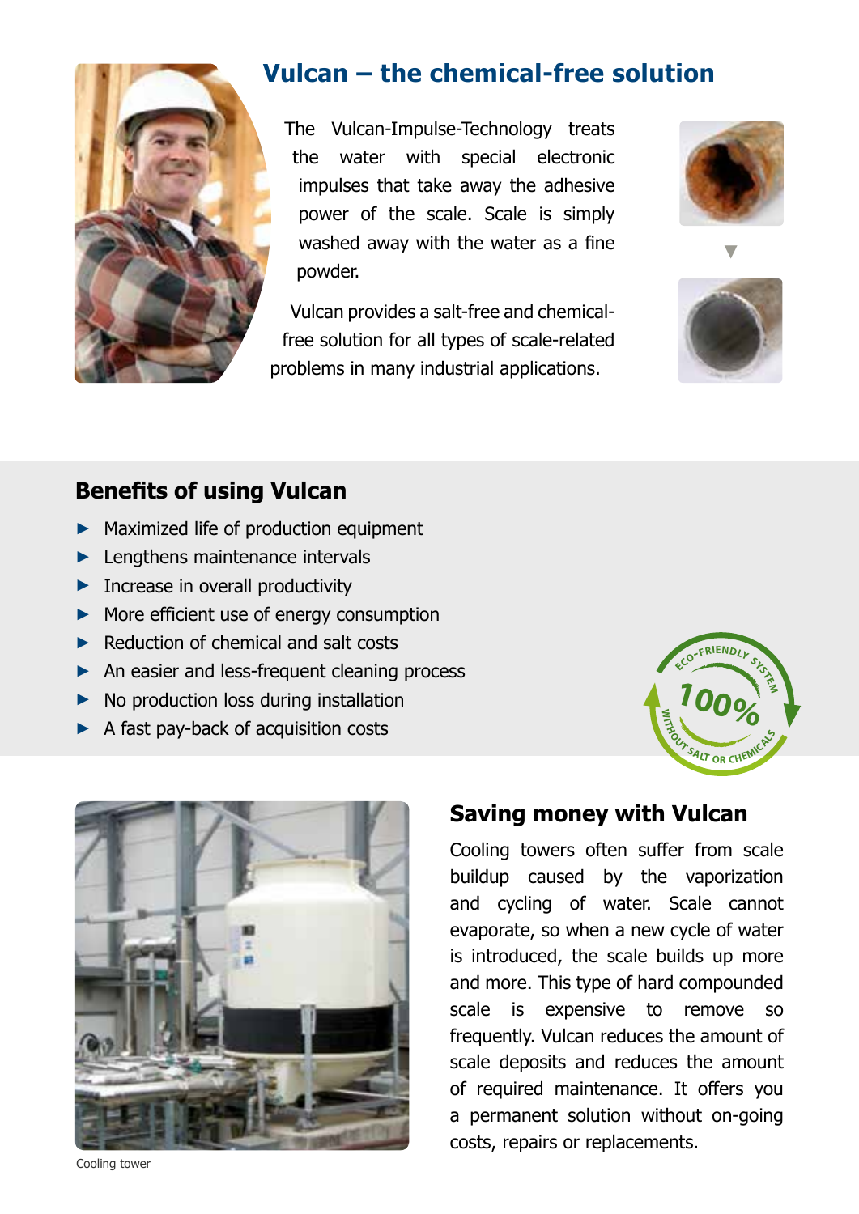## Vulcan – the chemical-free solution

The Vulcan-Impulse-Technology treats the water with special electronic impulses that take away the adhesive power of the scale. Scale is simply washed away with the water as a fine powder.

Vulcan provides a salt-free and chemical-free solution for all types of scale-related problems in many industrial applications.

### Benefits of using Vulcan

- Maximized life of production equipment
- Lengthens maintenance intervals
- Increase in overall productivity
- More efficient use of energy consumption
- Reduction of chemical and salt costs
- An easier and less-frequent cleaning process
- No production loss during installation
- A fast pay-back of acquisition costs

ECO-FRIENDLY SYSTEM 100% WITHOUT SALT OR CHEMICALS

Cooling tower

### Saving money with Vulcan

Cooling towers often suffer from scale buildup caused by the vaporization and cycling of water. Scale cannot evaporate, so when a new cycle of water is introduced, the scale builds up more and more. This type of hard compounded scale is expensive to remove so frequently. Vulcan reduces the amount of scale deposits and reduces the amount of required maintenance. It offers you a permanent solution without on-going costs, repairs or replacements.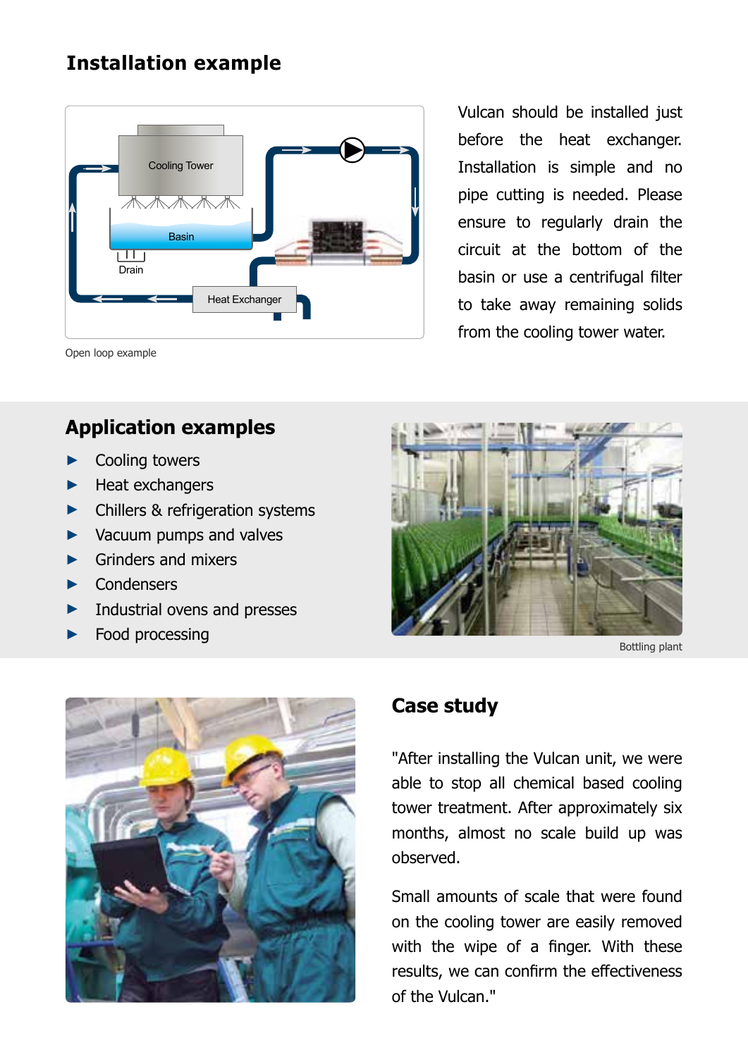## Installation example

Open loop example

Vulcan should be installed just before the heat exchanger. Installation is simple and no pipe cutting is needed. Please ensure to regularly drain the circuit at the bottom of the basin or use a centrifugal filter to take away remaining solids from the cooling tower water.

## Application examples

- Cooling towers
- Heat exchangers
- Chillers & refrigeration systems
- Vacuum pumps and valves
- Grinders and mixers
- Condensers
- Industrial ovens and presses
- Food processing

Bottling plant

## Case study

"After installing the Vulcan unit, we were able to stop all chemical based cooling tower treatment. After approximately six months, almost no scale build up was observed.

Small amounts of scale that were found on the cooling tower are easily removed with the wipe of a finger. With these results, we can confirm the effectiveness of the Vulcan."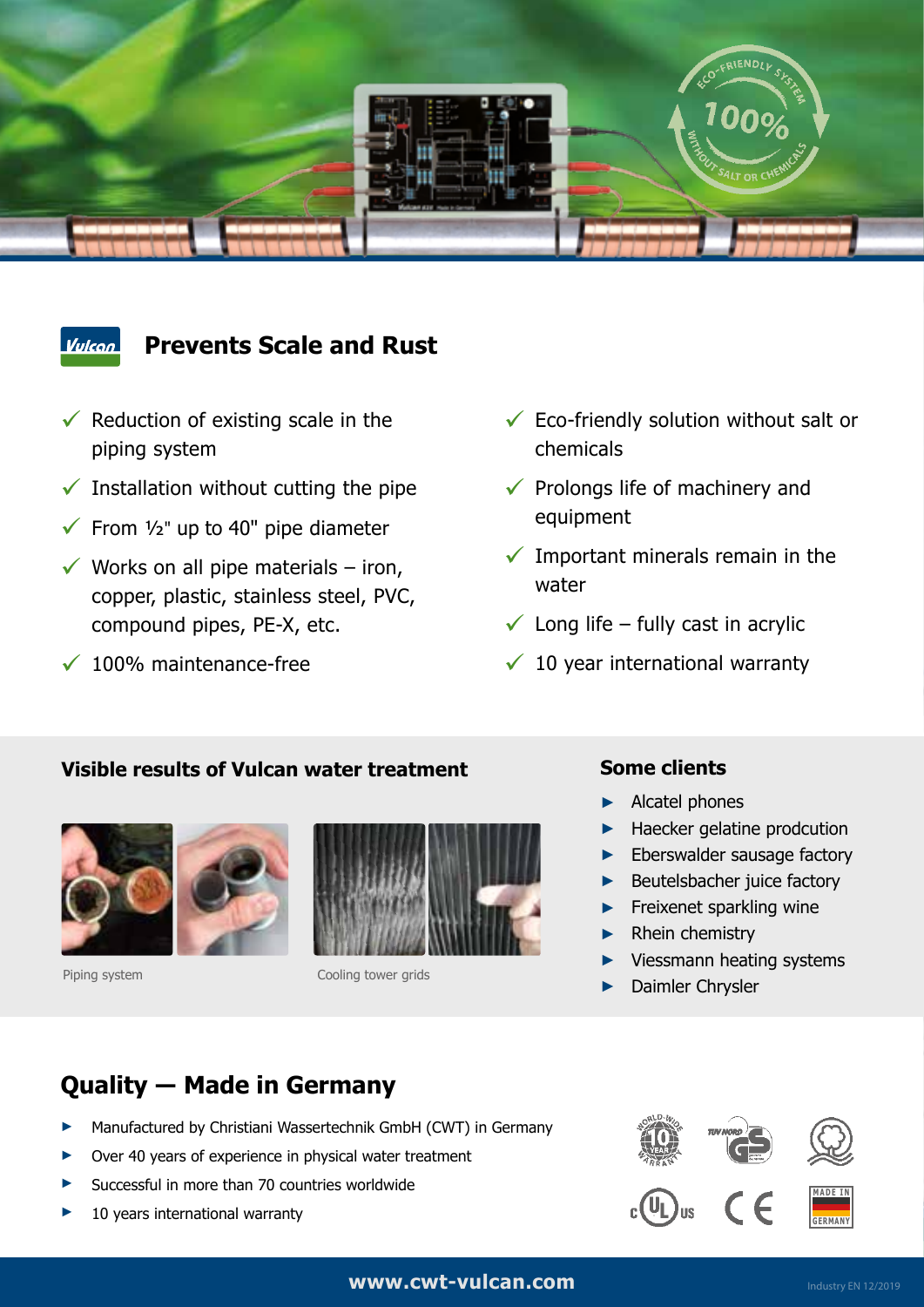## Prevents Scale and Rust

- ✓ Reduction of existing scale in the piping system
- ✓ Installation without cutting the pipe
- ✓ From ½" up to 40" pipe diameter
- ✓ Works on all pipe materials – iron, copper, plastic, stainless steel, PVC, compound pipes, PE-X, etc.
- ✓ 100% maintenance-free
- ✓ Eco-friendly solution without salt or chemicals
- ✓ Prolongs life of machinery and equipment
- ✓ Important minerals remain in the water
- ✓ Long life – fully cast in acrylic
- ✓ 10 year international warranty

### Visible results of Vulcan water treatment

Piping system

Cooling tower grids

### Some clients

- Alcatel phones
- Haecker gelatine prodcution
- Eberswalder sausage factory
- Beutelsbacher juice factory
- Freixenet sparkling wine
- Rhein chemistry
- Viessmann heating systems
- Daimler Chrysler

## Quality — Made in Germany

- Manufactured by Christiani Wassertechnik GmbH (CWT) in Germany
- Over 40 years of experience in physical water treatment
- Successful in more than 70 countries worldwide
- 10 years international warranty

www.cwt-vulcan.com

Industry EN 12/2019